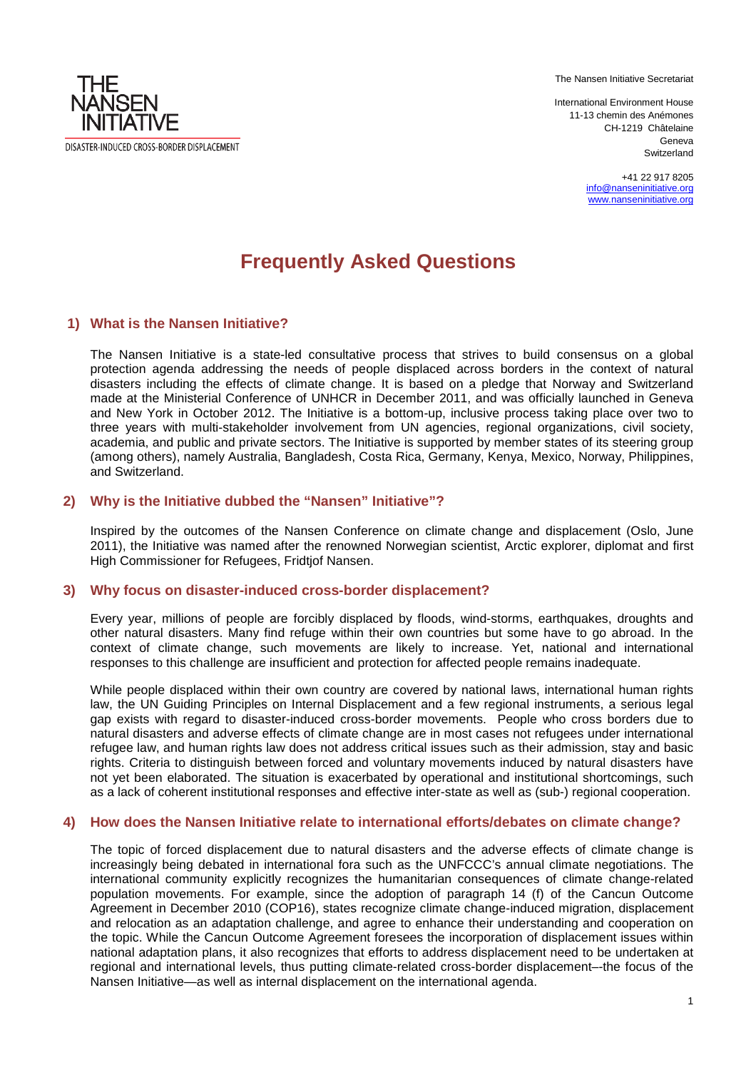THE NANSEN INITIATIVE

DISASTER-INDUCED CROSS-BORDER DISPLACEMENT

The Nansen Initiative Secretariat

International Environment House
11-13 chemin des Anémones
CH-1219 Châtelaine
Geneva
Switzerland

+41 22 917 8205
info@nanseninitiative.org
www.nanseninitiative.org

# Frequently Asked Questions

## 1) What is the Nansen Initiative?

The Nansen Initiative is a state-led consultative process that strives to build consensus on a global protection agenda addressing the needs of people displaced across borders in the context of natural disasters including the effects of climate change. It is based on a pledge that Norway and Switzerland made at the Ministerial Conference of UNHCR in December 2011, and was officially launched in Geneva and New York in October 2012. The Initiative is a bottom-up, inclusive process taking place over two to three years with multi-stakeholder involvement from UN agencies, regional organizations, civil society, academia, and public and private sectors. The Initiative is supported by member states of its steering group (among others), namely Australia, Bangladesh, Costa Rica, Germany, Kenya, Mexico, Norway, Philippines, and Switzerland.

## 2) Why is the Initiative dubbed the "Nansen" Initiative?

Inspired by the outcomes of the Nansen Conference on climate change and displacement (Oslo, June 2011), the Initiative was named after the renowned Norwegian scientist, Arctic explorer, diplomat and first High Commissioner for Refugees, Fridtjof Nansen.

## 3) Why focus on disaster-induced cross-border displacement?

Every year, millions of people are forcibly displaced by floods, wind-storms, earthquakes, droughts and other natural disasters. Many find refuge within their own countries but some have to go abroad. In the context of climate change, such movements are likely to increase. Yet, national and international responses to this challenge are insufficient and protection for affected people remains inadequate.

While people displaced within their own country are covered by national laws, international human rights law, the UN Guiding Principles on Internal Displacement and a few regional instruments, a serious legal gap exists with regard to disaster-induced cross-border movements. People who cross borders due to natural disasters and adverse effects of climate change are in most cases not refugees under international refugee law, and human rights law does not address critical issues such as their admission, stay and basic rights. Criteria to distinguish between forced and voluntary movements induced by natural disasters have not yet been elaborated. The situation is exacerbated by operational and institutional shortcomings, such as a lack of coherent institutional responses and effective inter-state as well as (sub-) regional cooperation.

## 4) How does the Nansen Initiative relate to international efforts/debates on climate change?

The topic of forced displacement due to natural disasters and the adverse effects of climate change is increasingly being debated in international fora such as the UNFCCC's annual climate negotiations. The international community explicitly recognizes the humanitarian consequences of climate change-related population movements. For example, since the adoption of paragraph 14 (f) of the Cancun Outcome Agreement in December 2010 (COP16), states recognize climate change-induced migration, displacement and relocation as an adaptation challenge, and agree to enhance their understanding and cooperation on the topic. While the Cancun Outcome Agreement foresees the incorporation of displacement issues within national adaptation plans, it also recognizes that efforts to address displacement need to be undertaken at regional and international levels, thus putting climate-related cross-border displacement–-the focus of the Nansen Initiative—as well as internal displacement on the international agenda.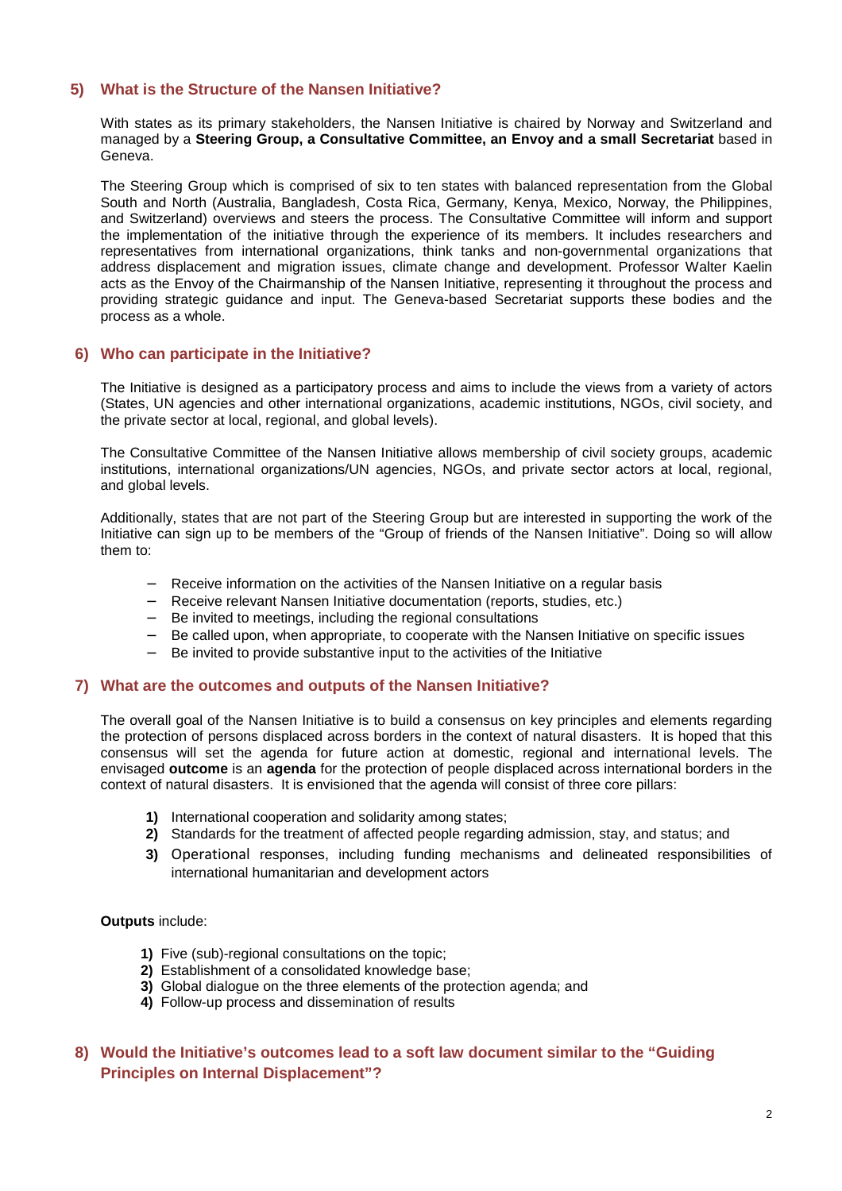## 5) What is the Structure of the Nansen Initiative?

With states as its primary stakeholders, the Nansen Initiative is chaired by Norway and Switzerland and managed by a **Steering Group, a Consultative Committee, an Envoy and a small Secretariat** based in Geneva.

The Steering Group which is comprised of six to ten states with balanced representation from the Global South and North (Australia, Bangladesh, Costa Rica, Germany, Kenya, Mexico, Norway, the Philippines, and Switzerland) overviews and steers the process. The Consultative Committee will inform and support the implementation of the initiative through the experience of its members. It includes researchers and representatives from international organizations, think tanks and non-governmental organizations that address displacement and migration issues, climate change and development. Professor Walter Kaelin acts as the Envoy of the Chairmanship of the Nansen Initiative, representing it throughout the process and providing strategic guidance and input. The Geneva-based Secretariat supports these bodies and the process as a whole.

## 6) Who can participate in the Initiative?

The Initiative is designed as a participatory process and aims to include the views from a variety of actors (States, UN agencies and other international organizations, academic institutions, NGOs, civil society, and the private sector at local, regional, and global levels).

The Consultative Committee of the Nansen Initiative allows membership of civil society groups, academic institutions, international organizations/UN agencies, NGOs, and private sector actors at local, regional, and global levels.

Additionally, states that are not part of the Steering Group but are interested in supporting the work of the Initiative can sign up to be members of the "Group of friends of the Nansen Initiative". Doing so will allow them to:

- Receive information on the activities of the Nansen Initiative on a regular basis
- Receive relevant Nansen Initiative documentation (reports, studies, etc.)
- Be invited to meetings, including the regional consultations
- Be called upon, when appropriate, to cooperate with the Nansen Initiative on specific issues
- Be invited to provide substantive input to the activities of the Initiative

## 7) What are the outcomes and outputs of the Nansen Initiative?

The overall goal of the Nansen Initiative is to build a consensus on key principles and elements regarding the protection of persons displaced across borders in the context of natural disasters. It is hoped that this consensus will set the agenda for future action at domestic, regional and international levels. The envisaged **outcome** is an **agenda** for the protection of people displaced across international borders in the context of natural disasters. It is envisioned that the agenda will consist of three core pillars:

1) International cooperation and solidarity among states;
2) Standards for the treatment of affected people regarding admission, stay, and status; and
3) Operational responses, including funding mechanisms and delineated responsibilities of international humanitarian and development actors

**Outputs** include:

1) Five (sub)-regional consultations on the topic;
2) Establishment of a consolidated knowledge base;
3) Global dialogue on the three elements of the protection agenda; and
4) Follow-up process and dissemination of results

## 8) Would the Initiative's outcomes lead to a soft law document similar to the "Guiding Principles on Internal Displacement"?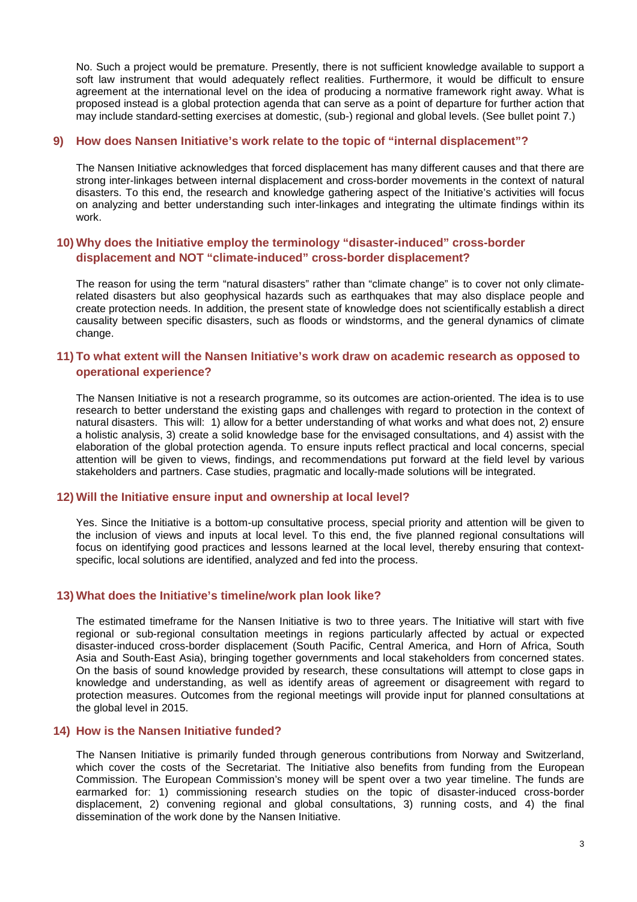No. Such a project would be premature. Presently, there is not sufficient knowledge available to support a soft law instrument that would adequately reflect realities. Furthermore, it would be difficult to ensure agreement at the international level on the idea of producing a normative framework right away. What is proposed instead is a global protection agenda that can serve as a point of departure for further action that may include standard-setting exercises at domestic, (sub-) regional and global levels. (See bullet point 7.)

### 9) How does Nansen Initiative's work relate to the topic of "internal displacement"?

The Nansen Initiative acknowledges that forced displacement has many different causes and that there are strong inter-linkages between internal displacement and cross-border movements in the context of natural disasters. To this end, the research and knowledge gathering aspect of the Initiative's activities will focus on analyzing and better understanding such inter-linkages and integrating the ultimate findings within its work.

### 10) Why does the Initiative employ the terminology "disaster-induced" cross-border displacement and NOT "climate-induced" cross-border displacement?

The reason for using the term "natural disasters" rather than "climate change" is to cover not only climate-related disasters but also geophysical hazards such as earthquakes that may also displace people and create protection needs. In addition, the present state of knowledge does not scientifically establish a direct causality between specific disasters, such as floods or windstorms, and the general dynamics of climate change.

### 11) To what extent will the Nansen Initiative's work draw on academic research as opposed to operational experience?

The Nansen Initiative is not a research programme, so its outcomes are action-oriented. The idea is to use research to better understand the existing gaps and challenges with regard to protection in the context of natural disasters. This will: 1) allow for a better understanding of what works and what does not, 2) ensure a holistic analysis, 3) create a solid knowledge base for the envisaged consultations, and 4) assist with the elaboration of the global protection agenda. To ensure inputs reflect practical and local concerns, special attention will be given to views, findings, and recommendations put forward at the field level by various stakeholders and partners. Case studies, pragmatic and locally-made solutions will be integrated.

### 12) Will the Initiative ensure input and ownership at local level?

Yes. Since the Initiative is a bottom-up consultative process, special priority and attention will be given to the inclusion of views and inputs at local level. To this end, the five planned regional consultations will focus on identifying good practices and lessons learned at the local level, thereby ensuring that context-specific, local solutions are identified, analyzed and fed into the process.

### 13) What does the Initiative's timeline/work plan look like?

The estimated timeframe for the Nansen Initiative is two to three years. The Initiative will start with five regional or sub-regional consultation meetings in regions particularly affected by actual or expected disaster-induced cross-border displacement (South Pacific, Central America, and Horn of Africa, South Asia and South-East Asia), bringing together governments and local stakeholders from concerned states. On the basis of sound knowledge provided by research, these consultations will attempt to close gaps in knowledge and understanding, as well as identify areas of agreement or disagreement with regard to protection measures. Outcomes from the regional meetings will provide input for planned consultations at the global level in 2015.

### 14) How is the Nansen Initiative funded?

The Nansen Initiative is primarily funded through generous contributions from Norway and Switzerland, which cover the costs of the Secretariat. The Initiative also benefits from funding from the European Commission. The European Commission's money will be spent over a two year timeline. The funds are earmarked for: 1) commissioning research studies on the topic of disaster-induced cross-border displacement, 2) convening regional and global consultations, 3) running costs, and 4) the final dissemination of the work done by the Nansen Initiative.